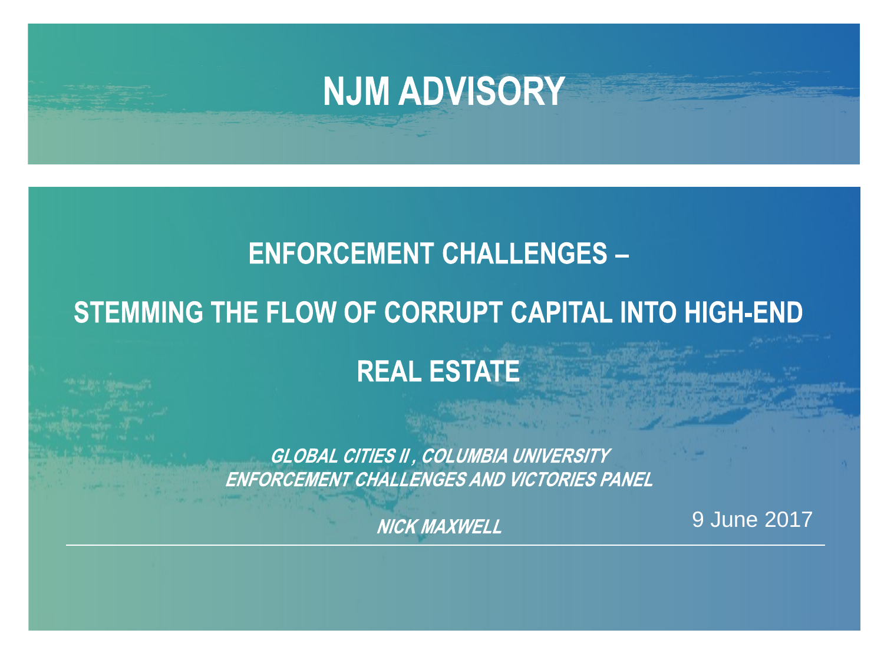# NJM ADVISORY

## ENFORCEMENT CHALLENGES –

## STEMMING THE FLOW OF CORRUPT CAPITAL INTO HIGH-END REAL ESTATE

***GLOBAL CITIES II , COLUMBIA UNIVERSITY***
***ENFORCEMENT CHALLENGES AND VICTORIES PANEL***

***NICK MAXWELL***

9 June 2017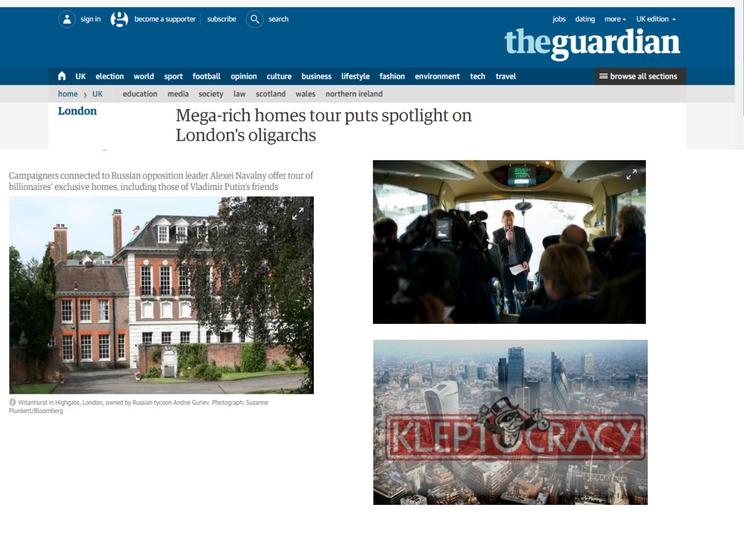London

# Mega-rich homes tour puts spotlight on London's oligarchs

Campaigners connected to Russian opposition leader Alexei Navalny offer tour of billionaires' exclusive homes, including those of Vladimir Putin's friends

Witanhurst in Highgate, London, owned by Russian tycoon Andrei Guriev. Photograph: Suzanne Plunkett/Bloomberg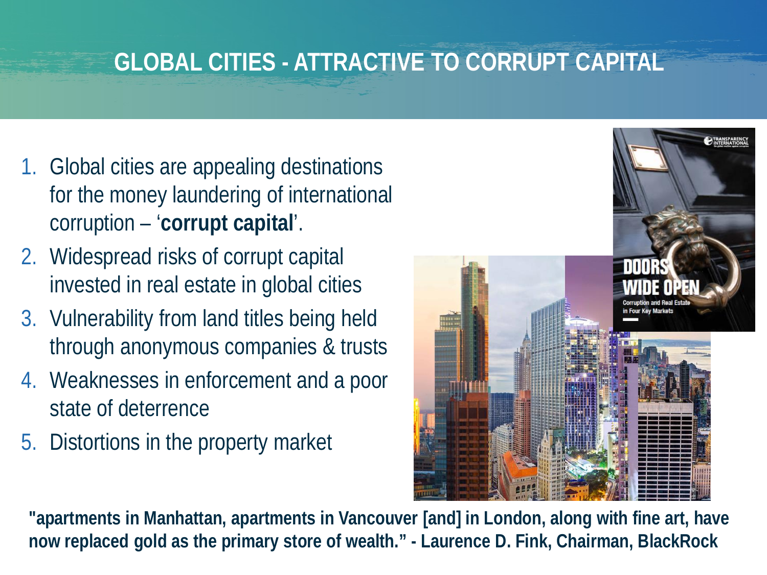# GLOBAL CITIES - ATTRACTIVE TO CORRUPT CAPITAL

1. Global cities are appealing destinations for the money laundering of international corruption – '**corrupt capital**'.
2. Widespread risks of corrupt capital invested in real estate in global cities
3. Vulnerability from land titles being held through anonymous companies & trusts
4. Weaknesses in enforcement and a poor state of deterrence
5. Distortions in the property market

**"apartments in Manhattan, apartments in Vancouver [and] in London, along with fine art, have now replaced gold as the primary store of wealth." - Laurence D. Fink, Chairman, BlackRock**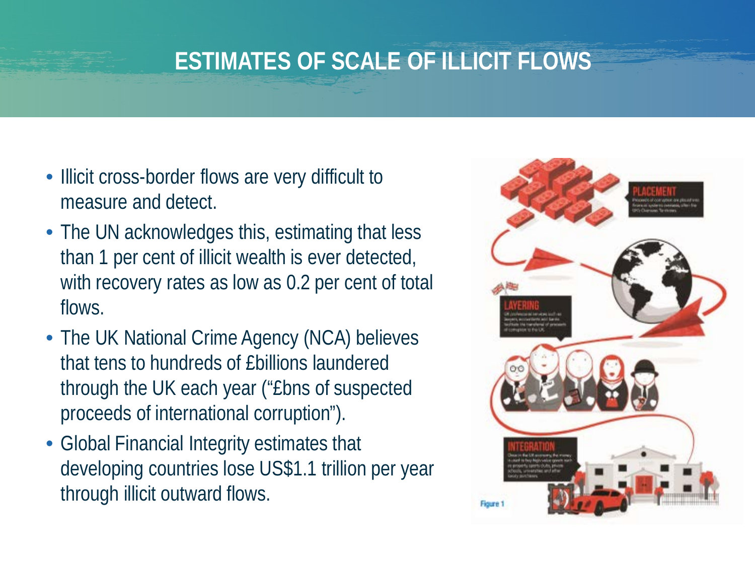# ESTIMATES OF SCALE OF ILLICIT FLOWS

- Illicit cross-border flows are very difficult to measure and detect.
- The UN acknowledges this, estimating that less than 1 per cent of illicit wealth is ever detected, with recovery rates as low as 0.2 per cent of total flows.
- The UK National Crime Agency (NCA) believes that tens to hundreds of £billions laundered through the UK each year ("£bns of suspected proceeds of international corruption").
- Global Financial Integrity estimates that developing countries lose US$1.1 trillion per year through illicit outward flows.

Figure 1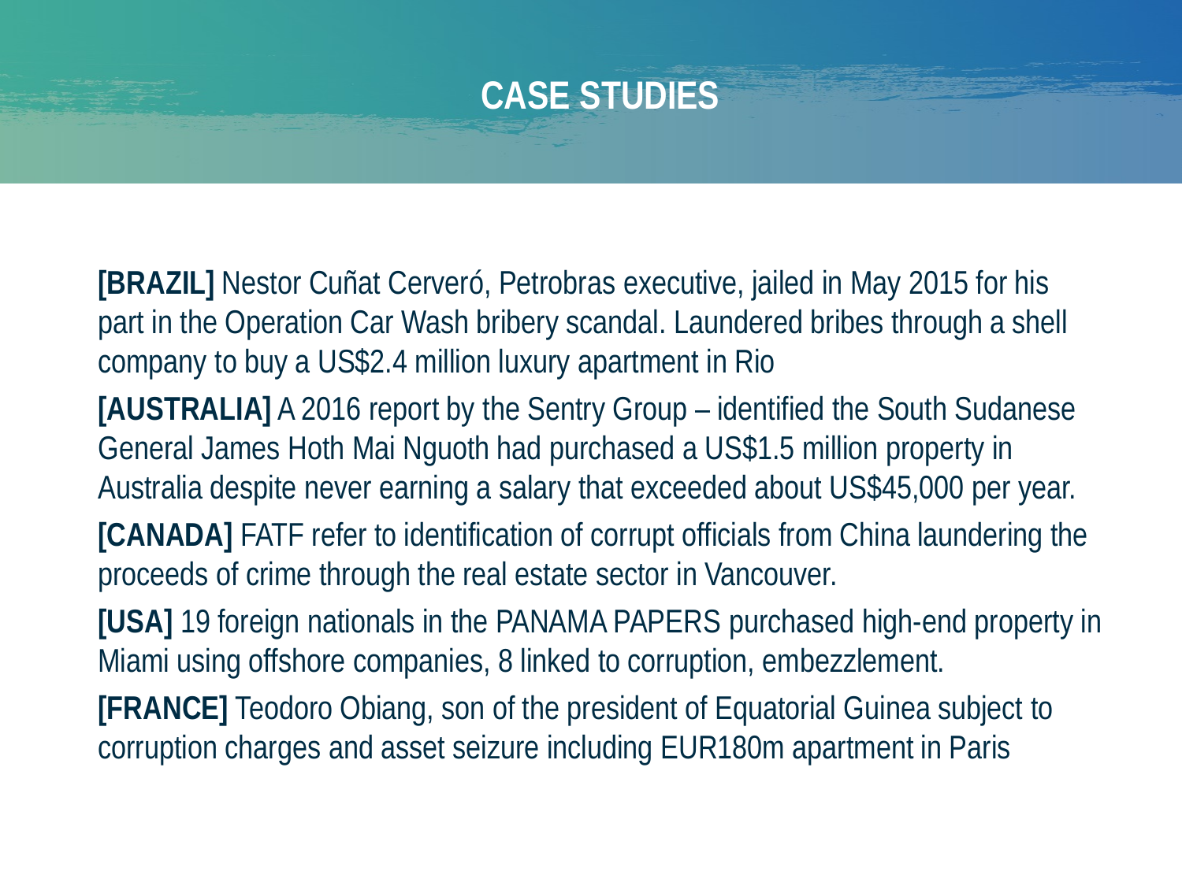# CASE STUDIES

**[BRAZIL]** Nestor Cuñat Cerveró, Petrobras executive, jailed in May 2015 for his part in the Operation Car Wash bribery scandal. Laundered bribes through a shell company to buy a US$2.4 million luxury apartment in Rio

**[AUSTRALIA]** A 2016 report by the Sentry Group – identified the South Sudanese General James Hoth Mai Nguoth had purchased a US$1.5 million property in Australia despite never earning a salary that exceeded about US$45,000 per year.

**[CANADA]** FATF refer to identification of corrupt officials from China laundering the proceeds of crime through the real estate sector in Vancouver.

**[USA]** 19 foreign nationals in the PANAMA PAPERS purchased high-end property in Miami using offshore companies, 8 linked to corruption, embezzlement.

**[FRANCE]** Teodoro Obiang, son of the president of Equatorial Guinea subject to corruption charges and asset seizure including EUR180m apartment in Paris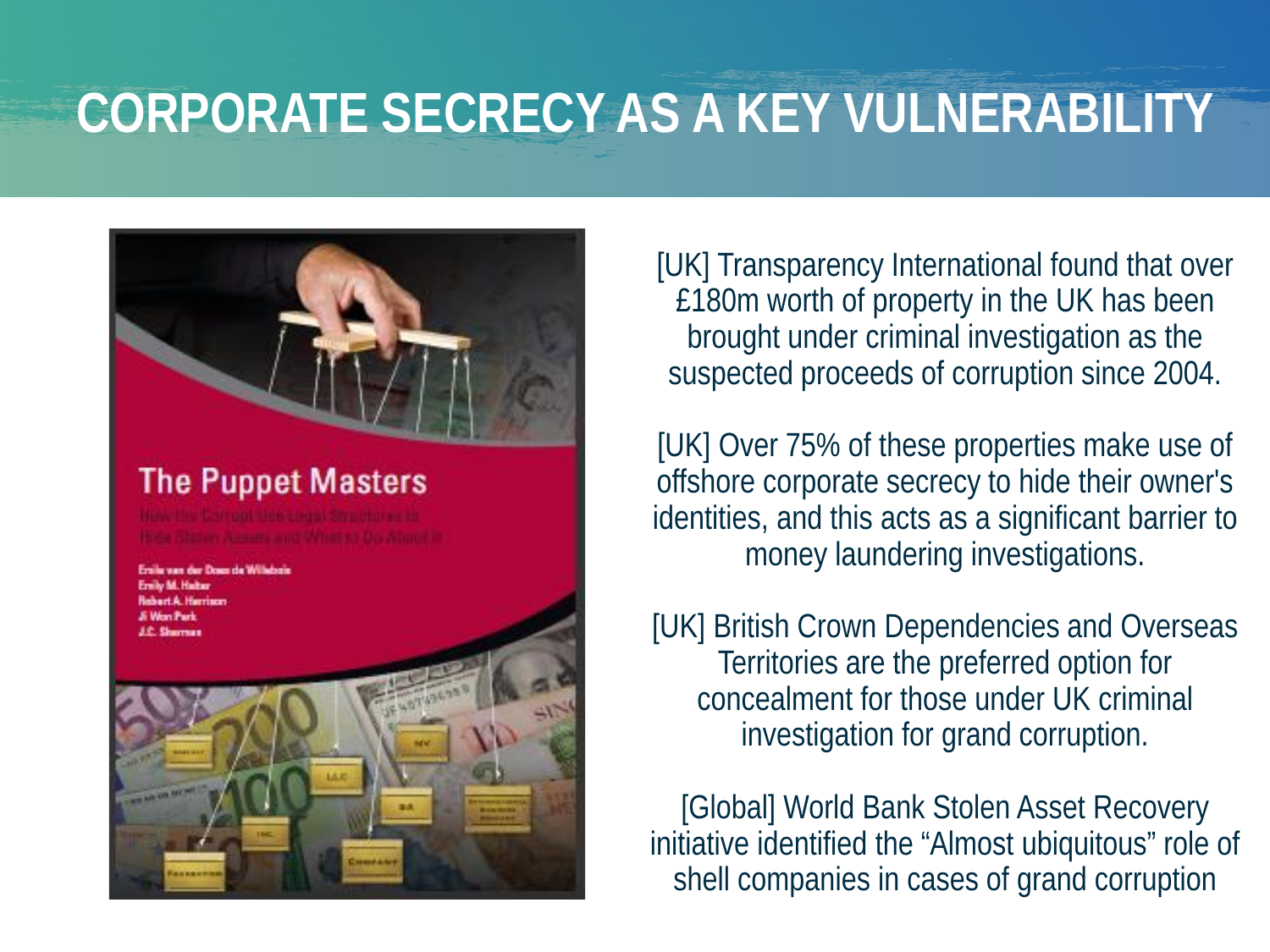# CORPORATE SECRECY AS A KEY VULNERABILITY

[UK] Transparency International found that over £180m worth of property in the UK has been brought under criminal investigation as the suspected proceeds of corruption since 2004.

[UK] Over 75% of these properties make use of offshore corporate secrecy to hide their owner's identities, and this acts as a significant barrier to money laundering investigations.

[UK] British Crown Dependencies and Overseas Territories are the preferred option for concealment for those under UK criminal investigation for grand corruption.

[Global] World Bank Stolen Asset Recovery initiative identified the “Almost ubiquitous” role of shell companies in cases of grand corruption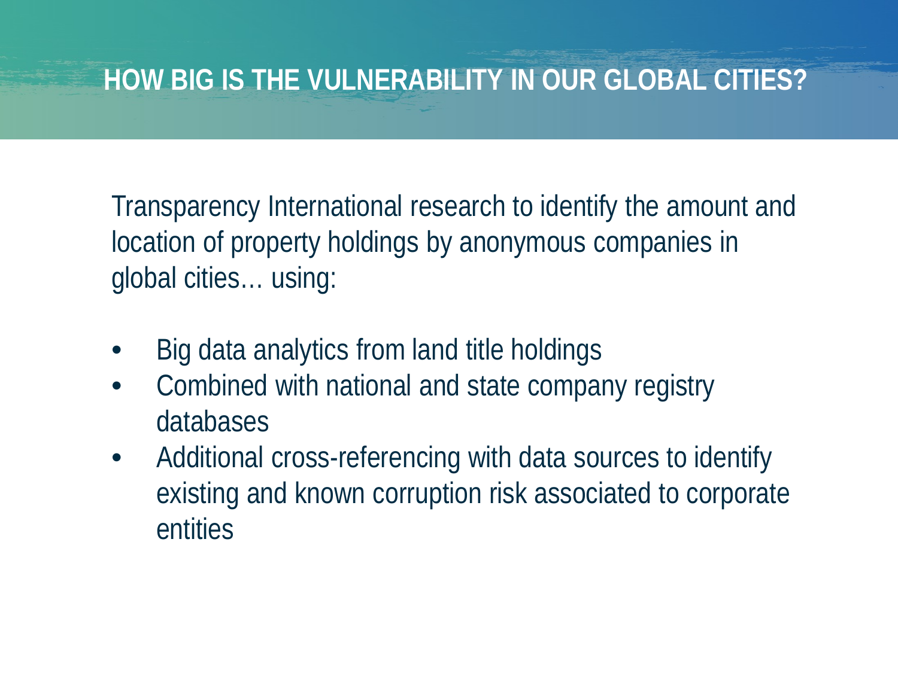# HOW BIG IS THE VULNERABILITY IN OUR GLOBAL CITIES?

Transparency International research to identify the amount and location of property holdings by anonymous companies in global cities… using:

- Big data analytics from land title holdings
- Combined with national and state company registry databases
- Additional cross-referencing with data sources to identify existing and known corruption risk associated to corporate entities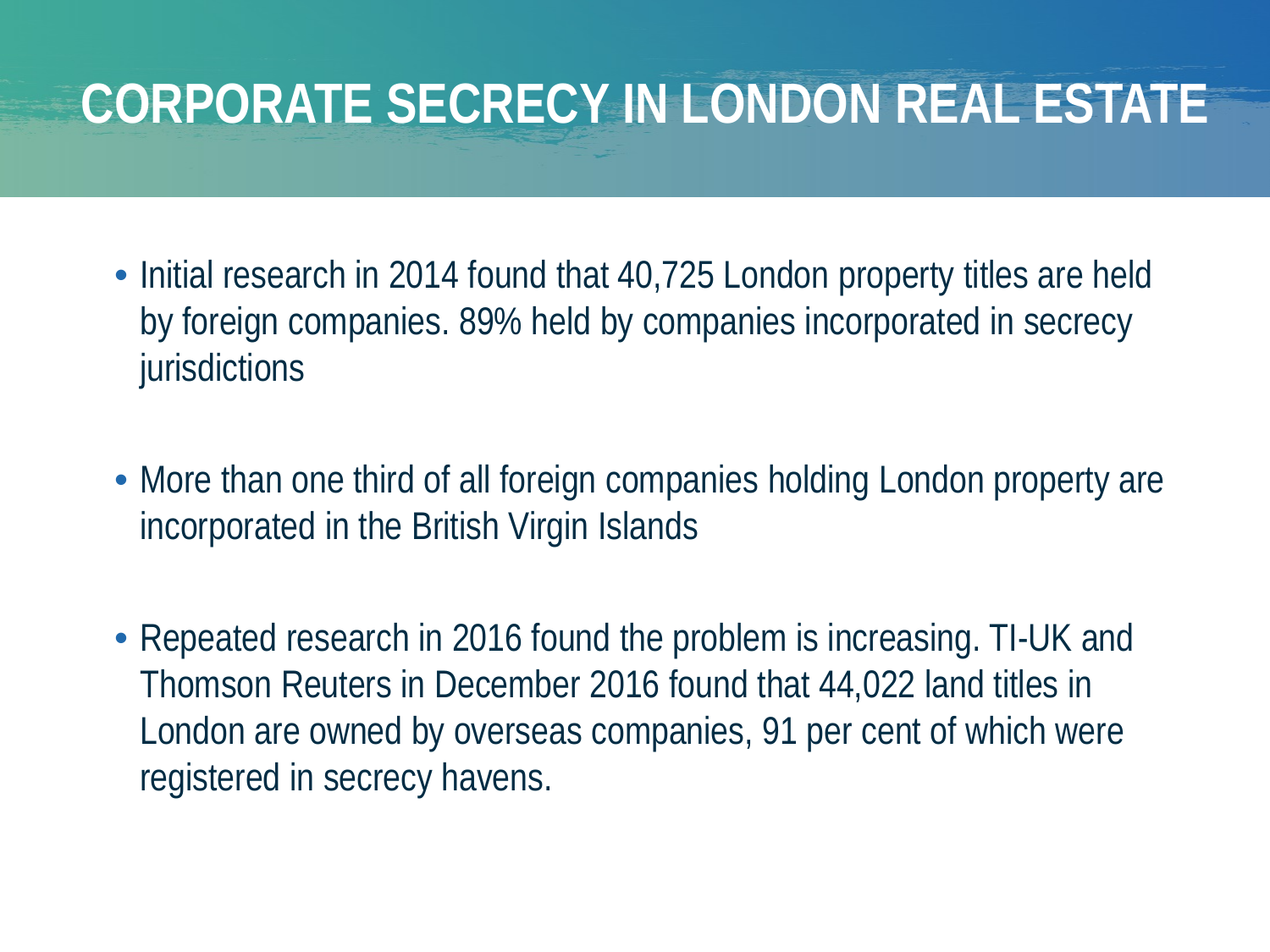# CORPORATE SECRECY IN LONDON REAL ESTATE

- Initial research in 2014 found that 40,725 London property titles are held by foreign companies. 89% held by companies incorporated in secrecy jurisdictions
- More than one third of all foreign companies holding London property are incorporated in the British Virgin Islands
- Repeated research in 2016 found the problem is increasing. TI-UK and Thomson Reuters in December 2016 found that 44,022 land titles in London are owned by overseas companies, 91 per cent of which were registered in secrecy havens.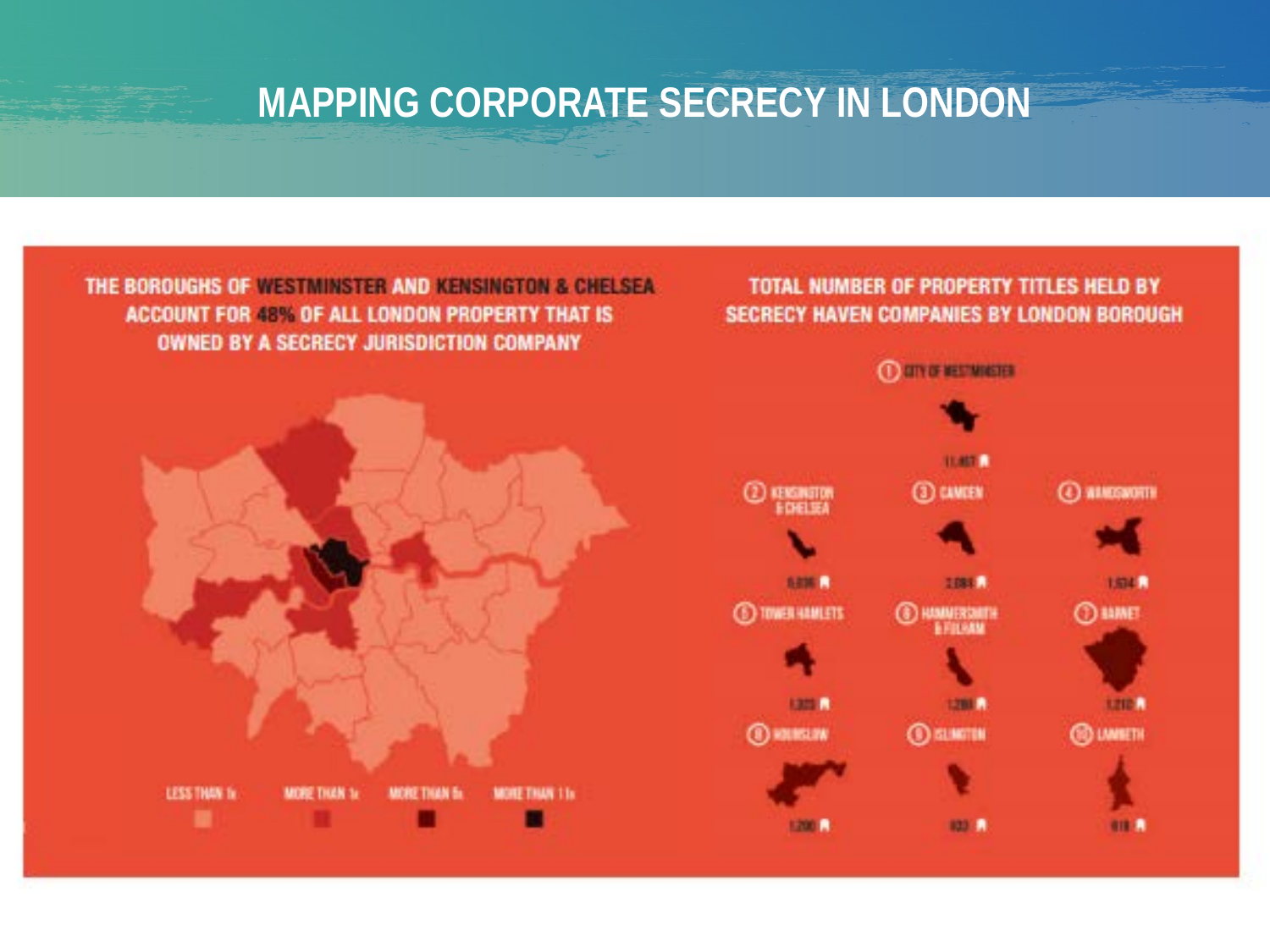# MAPPING CORPORATE SECRECY IN LONDON

THE BOROUGHS OF WESTMINSTER AND KENSINGTON & CHELSEA ACCOUNT FOR 48% OF ALL LONDON PROPERTY THAT IS OWNED BY A SECRECY JURISDICTION COMPANY

LESS THAN 1x | MORE THAN 1x | MORE THAN 5x | MORE THAN 11x

## TOTAL NUMBER OF PROPERTY TITLES HELD BY SECRECY HAVEN COMPANIES BY LONDON BOROUGH

| Rank | Borough | Titles |
|---|---|---|
| 1 | CITY OF WESTMINSTER | 11,457 |
| 2 | KENSINGTON & CHELSEA | 5,836 |
| 3 | CAMDEN | 2,084 |
| 4 | WANDSWORTH | 1,534 |
| 5 | TOWER HAMLETS | 1,303 |
| 6 | HAMMERSMITH & FULHAM | 1,296 |
| 7 | BARNET | 1,210 |
| 8 | HOUNSLOW | 1,200 |
| 9 | ISLINGTON | 833 |
| 10 | LAMBETH | 618 |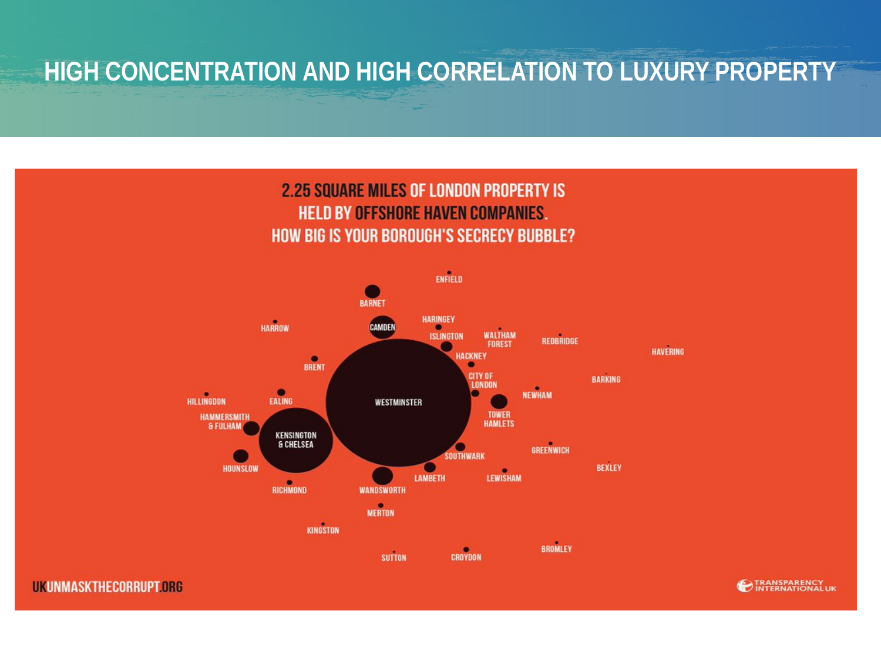# HIGH CONCENTRATION AND HIGH CORRELATION TO LUXURY PROPERTY

2.25 SQUARE MILES OF LONDON PROPERTY IS HELD BY OFFSHORE HAVEN COMPANIES. HOW BIG IS YOUR BOROUGH'S SECRECY BUBBLE?

ENFIELD
BARNET
HARROW
CAMDEN
HARINGEY
ISLINGTON
WALTHAM FOREST
REDBRIDGE
HAVERING
HACKNEY
BRENT
CITY OF LONDON
BARKING
HILLINGDON
EALING
WESTMINSTER
NEWHAM
HAMMERSMITH & FULHAM
KENSINGTON & CHELSEA
TOWER HAMLETS
GREENWICH
SOUTHWARK
HOUNSLOW
BEXLEY
LAMBETH
LEWISHAM
RICHMOND
WANDSWORTH
MERTON
KINGSTON
BROMLEY
SUTTON
CROYDON

UKUNMASKTHECORRUPT.ORG

TRANSPARENCY INTERNATIONAL UK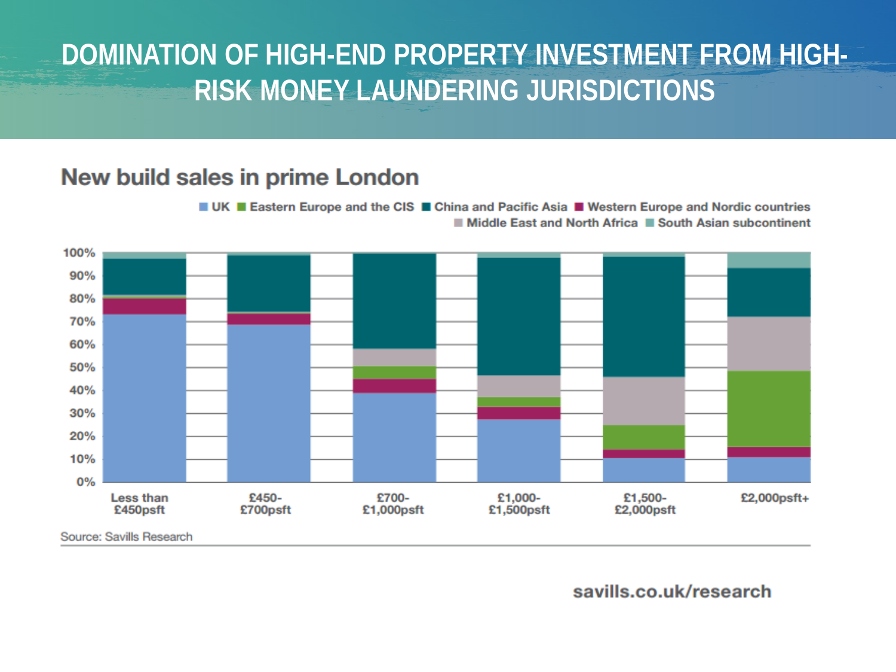# DOMINATION OF HIGH-END PROPERTY INVESTMENT FROM HIGH-RISK MONEY LAUNDERING JURISDICTIONS

## New build sales in prime London

UK | Eastern Europe and the CIS | China and Pacific Asia | Western Europe and Nordic countries | Middle East and North Africa | South Asian subcontinent

100% | 90% | 80% | 70% | 60% | 50% | 40% | 30% | 20% | 10% | 0%

Less than £450psft | £450-£700psft | £700-£1,000psft | £1,000-£1,500psft | £1,500-£2,000psft | £2,000psft+

Source: Savills Research

savills.co.uk/research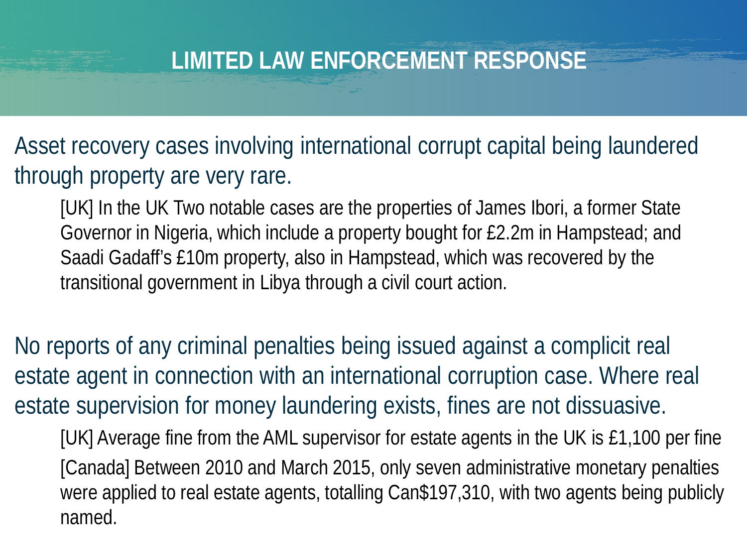# LIMITED LAW ENFORCEMENT RESPONSE

Asset recovery cases involving international corrupt capital being laundered through property are very rare.

- [UK] In the UK Two notable cases are the properties of James Ibori, a former State Governor in Nigeria, which include a property bought for £2.2m in Hampstead; and Saadi Gadaff's £10m property, also in Hampstead, which was recovered by the transitional government in Libya through a civil court action.

No reports of any criminal penalties being issued against a complicit real estate agent in connection with an international corruption case. Where real estate supervision for money laundering exists, fines are not dissuasive.

- [UK] Average fine from the AML supervisor for estate agents in the UK is £1,100 per fine
- [Canada] Between 2010 and March 2015, only seven administrative monetary penalties were applied to real estate agents, totalling Can$197,310, with two agents being publicly named.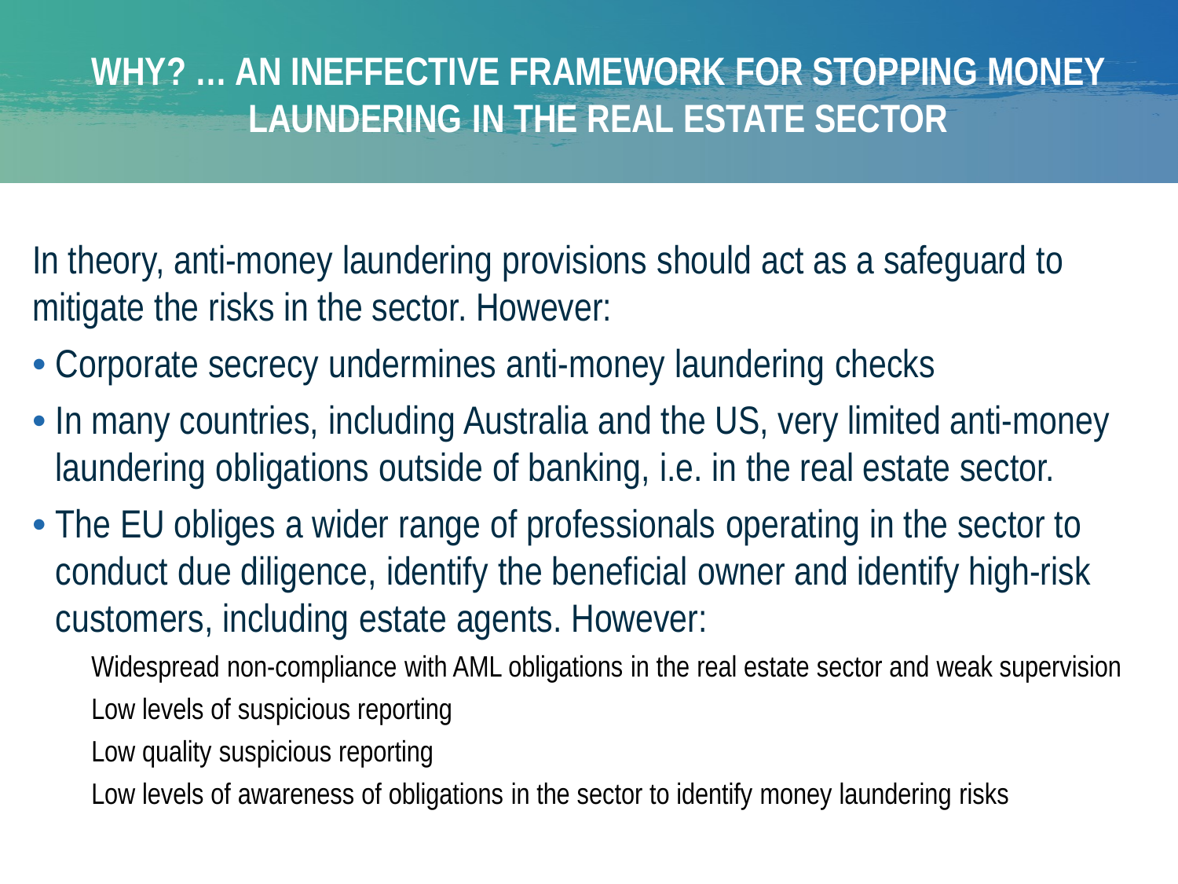# WHY? … AN INEFFECTIVE FRAMEWORK FOR STOPPING MONEY LAUNDERING IN THE REAL ESTATE SECTOR

In theory, anti-money laundering provisions should act as a safeguard to mitigate the risks in the sector. However:

- Corporate secrecy undermines anti-money laundering checks
- In many countries, including Australia and the US, very limited anti-money laundering obligations outside of banking, i.e. in the real estate sector.
- The EU obliges a wider range of professionals operating in the sector to conduct due diligence, identify the beneficial owner and identify high-risk customers, including estate agents. However:
  - Widespread non-compliance with AML obligations in the real estate sector and weak supervision
  - Low levels of suspicious reporting
  - Low quality suspicious reporting
  - Low levels of awareness of obligations in the sector to identify money laundering risks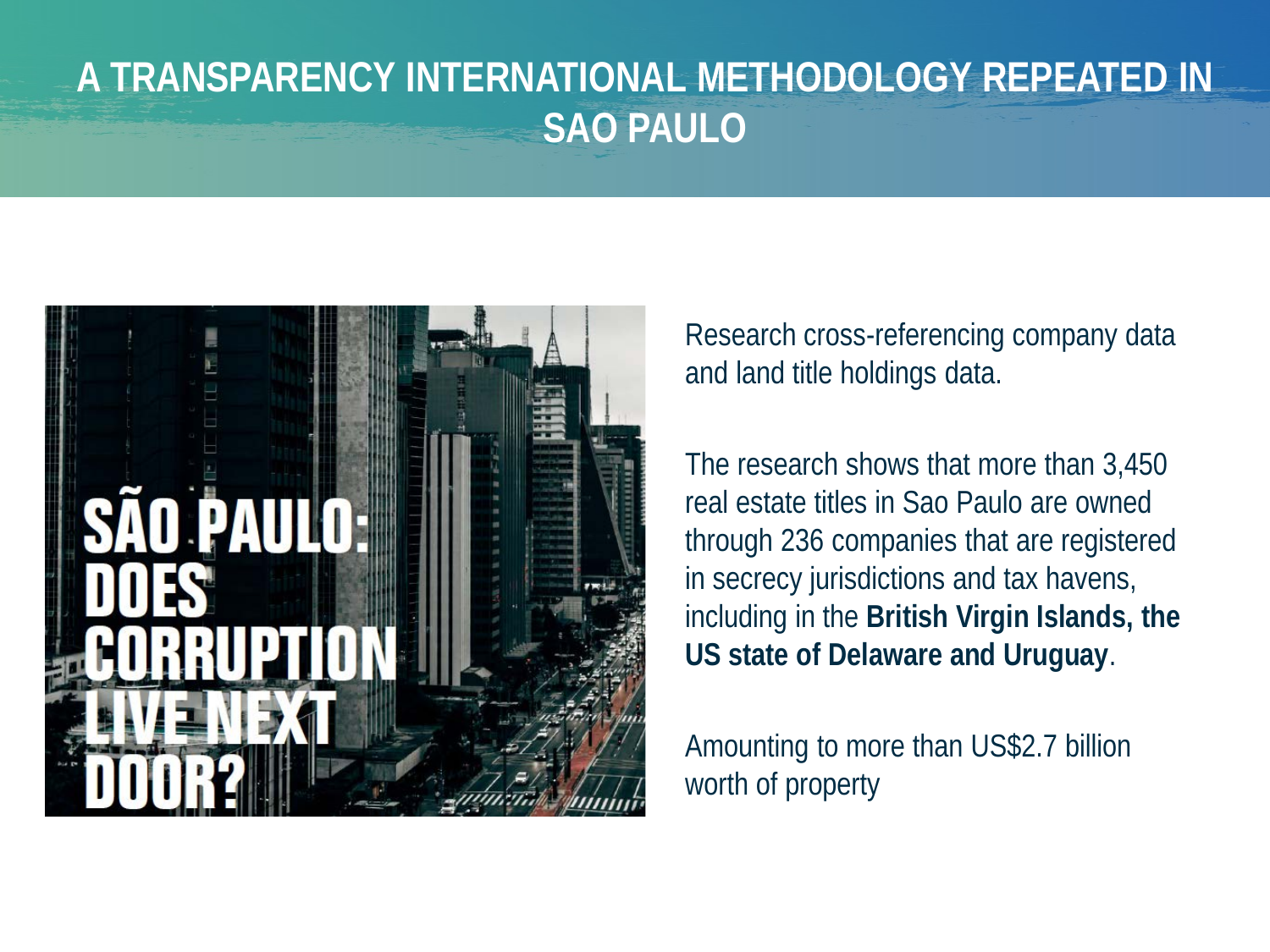# A TRANSPARENCY INTERNATIONAL METHODOLOGY REPEATED IN SAO PAULO

SÃO PAULO: DOES CORRUPTION LIVE NEXT DOOR?

Research cross-referencing company data and land title holdings data.

The research shows that more than 3,450 real estate titles in Sao Paulo are owned through 236 companies that are registered in secrecy jurisdictions and tax havens, including in the **British Virgin Islands, the US state of Delaware and Uruguay**.

Amounting to more than US$2.7 billion worth of property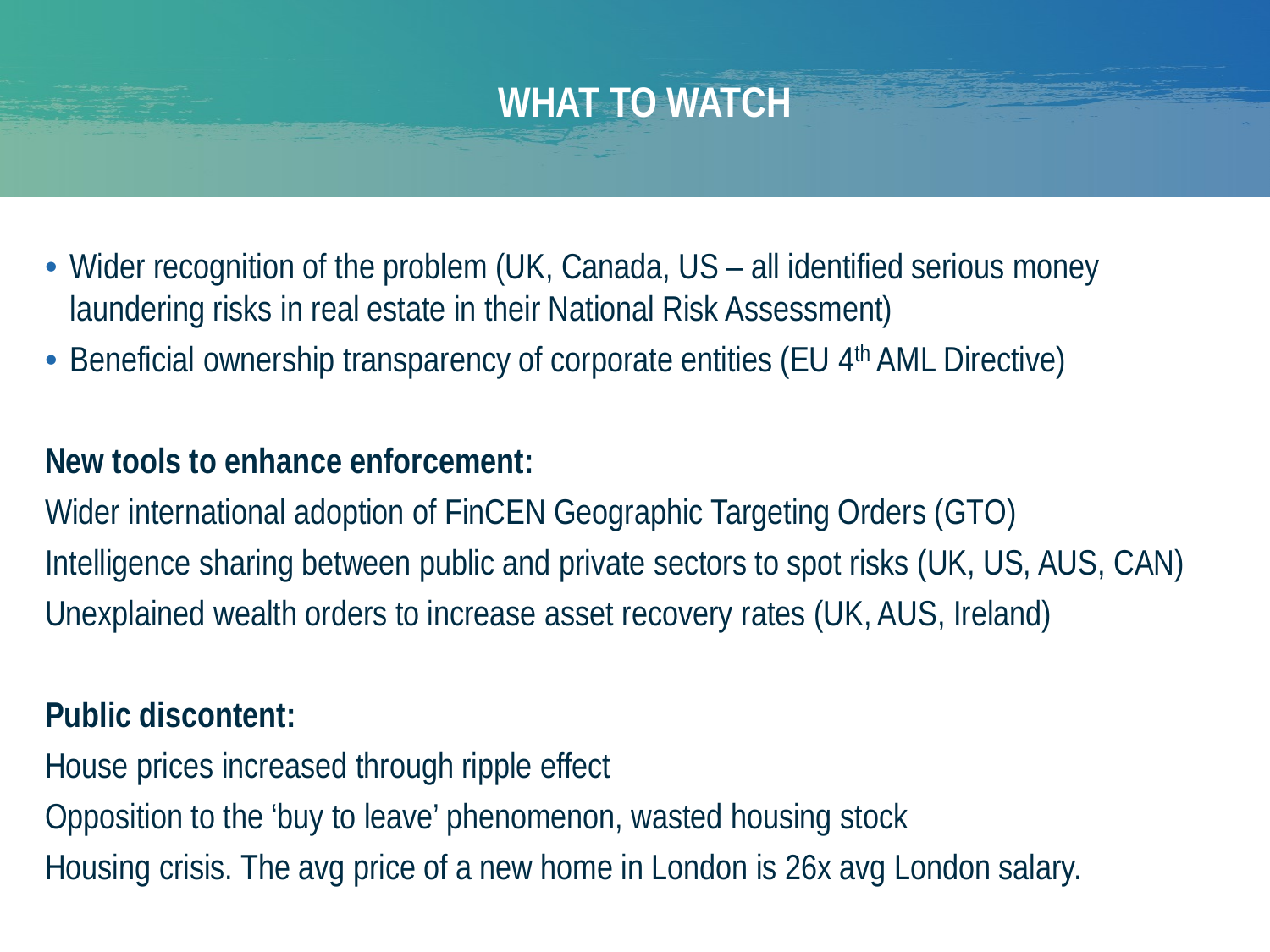# WHAT TO WATCH

- Wider recognition of the problem (UK, Canada, US – all identified serious money laundering risks in real estate in their National Risk Assessment)
- Beneficial ownership transparency of corporate entities (EU 4th AML Directive)

**New tools to enhance enforcement:**

Wider international adoption of FinCEN Geographic Targeting Orders (GTO)

Intelligence sharing between public and private sectors to spot risks (UK, US, AUS, CAN)

Unexplained wealth orders to increase asset recovery rates (UK, AUS, Ireland)

**Public discontent:**

House prices increased through ripple effect

Opposition to the 'buy to leave' phenomenon, wasted housing stock

Housing crisis. The avg price of a new home in London is 26x avg London salary.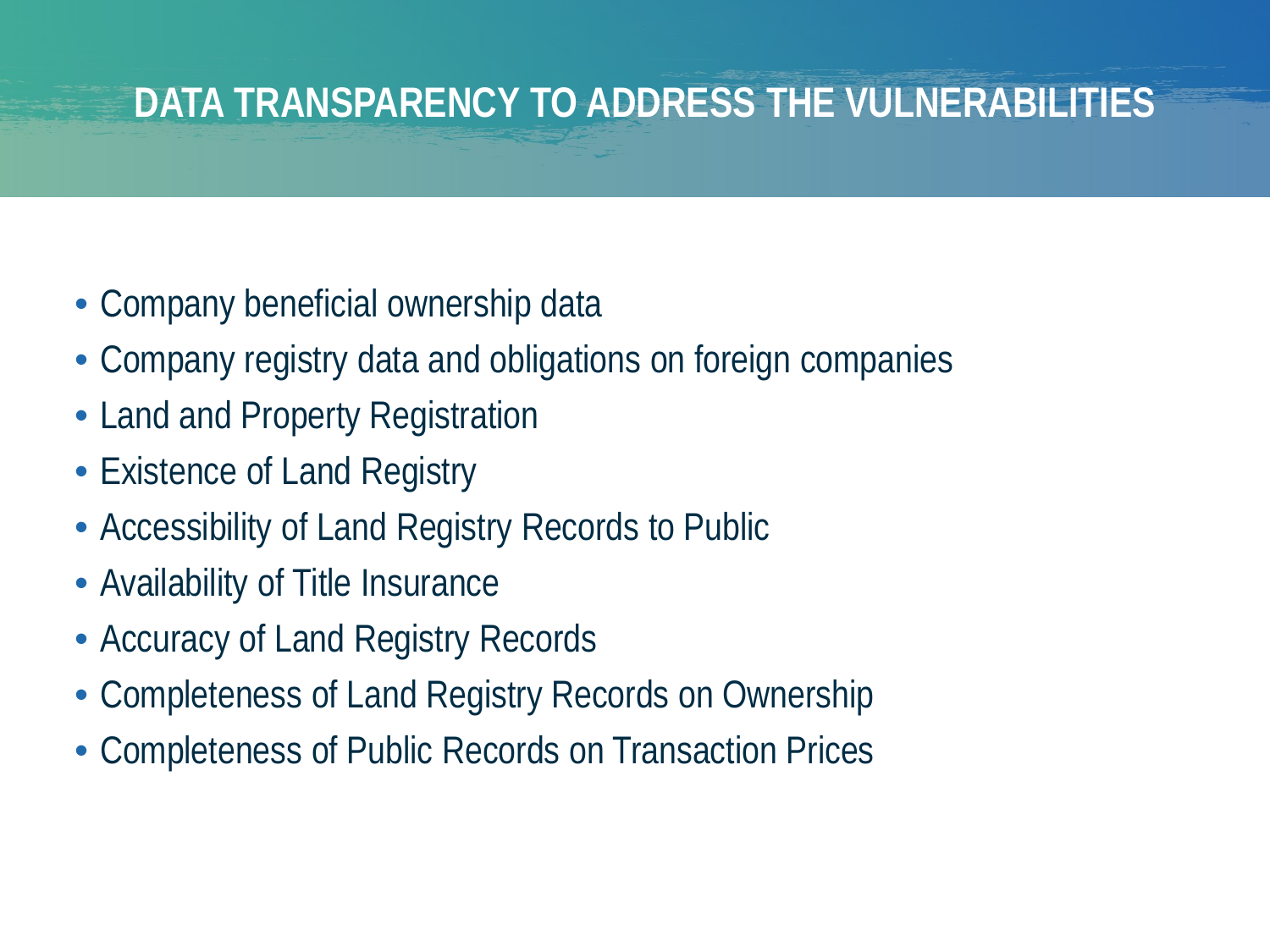# DATA TRANSPARENCY TO ADDRESS THE VULNERABILITIES

- Company beneficial ownership data
- Company registry data and obligations on foreign companies
- Land and Property Registration
- Existence of Land Registry
- Accessibility of Land Registry Records to Public
- Availability of Title Insurance
- Accuracy of Land Registry Records
- Completeness of Land Registry Records on Ownership
- Completeness of Public Records on Transaction Prices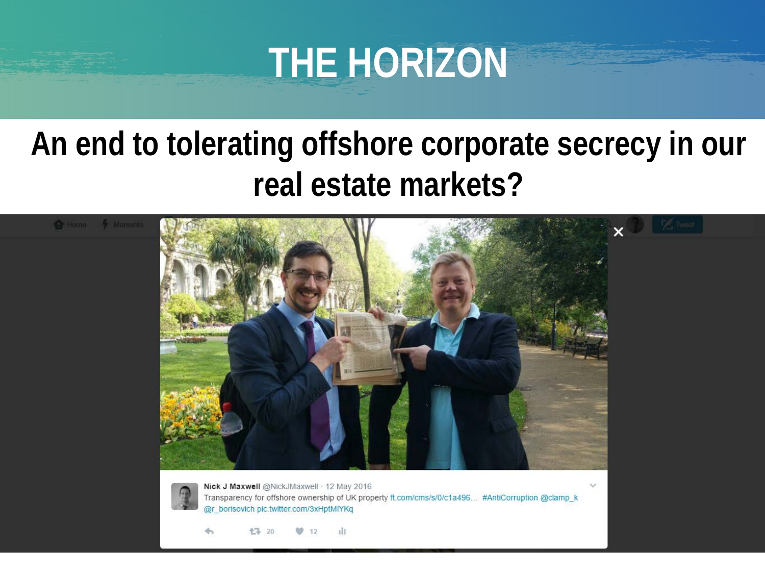# THE HORIZON

## An end to tolerating offshore corporate secrecy in our real estate markets?

Nick J Maxwell @NickJMaxwell · 12 May 2016
Transparency for offshore ownership of UK property ft.com/cms/s/0/c1a496... #AntiCorruption @clamp_k @r_borisovich pic.twitter.com/3xHptMIYKq

20 12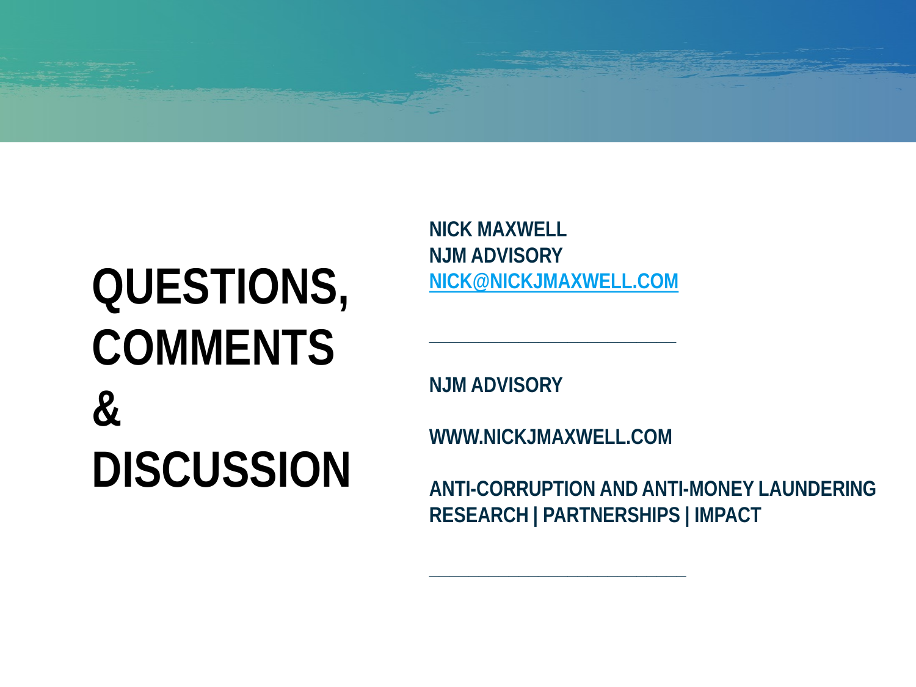# QUESTIONS, COMMENTS & DISCUSSION

**NICK MAXWELL**
**NJM ADVISORY**
**NICK@NICKJMAXWELL.COM**

---

**NJM ADVISORY**

**WWW.NICKJMAXWELL.COM**

**ANTI-CORRUPTION AND ANTI-MONEY LAUNDERING RESEARCH | PARTNERSHIPS | IMPACT**

---